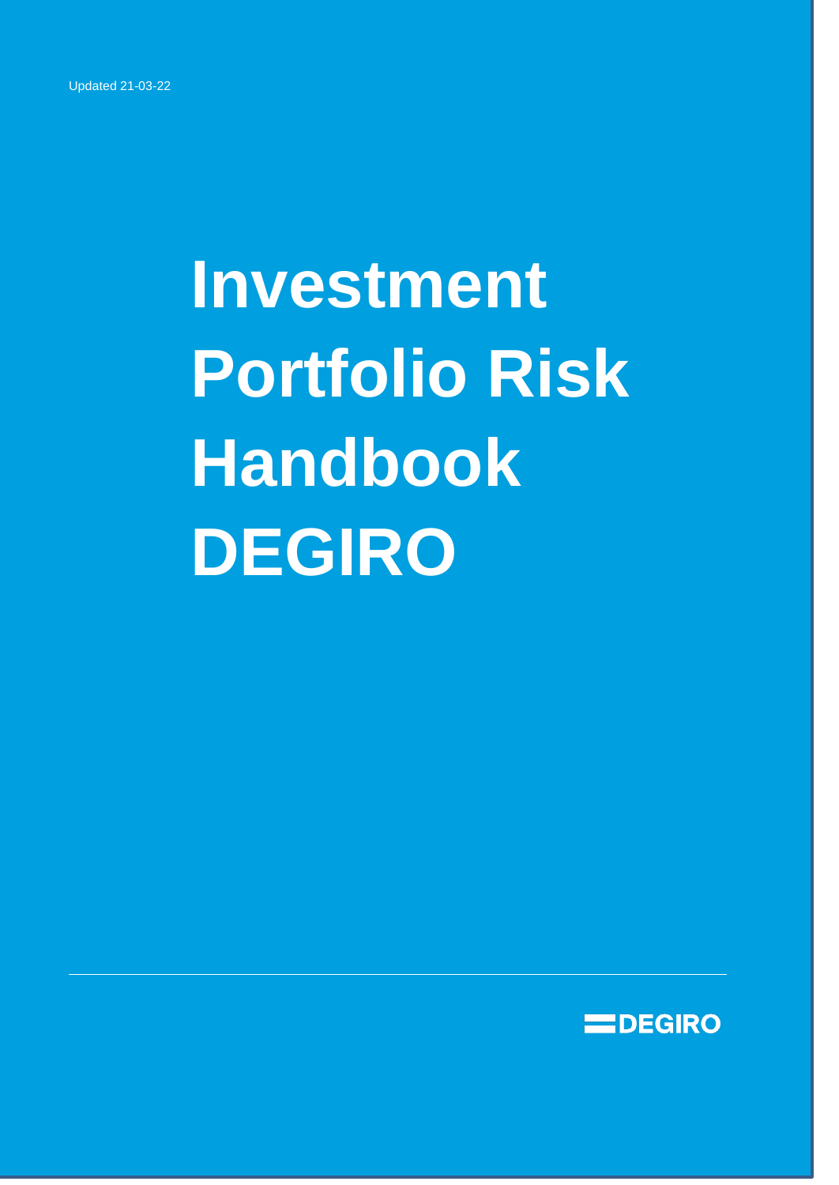Updated 21-03-22

# Investment Portfolio Risk Handbook DEGIRO

DEGIRO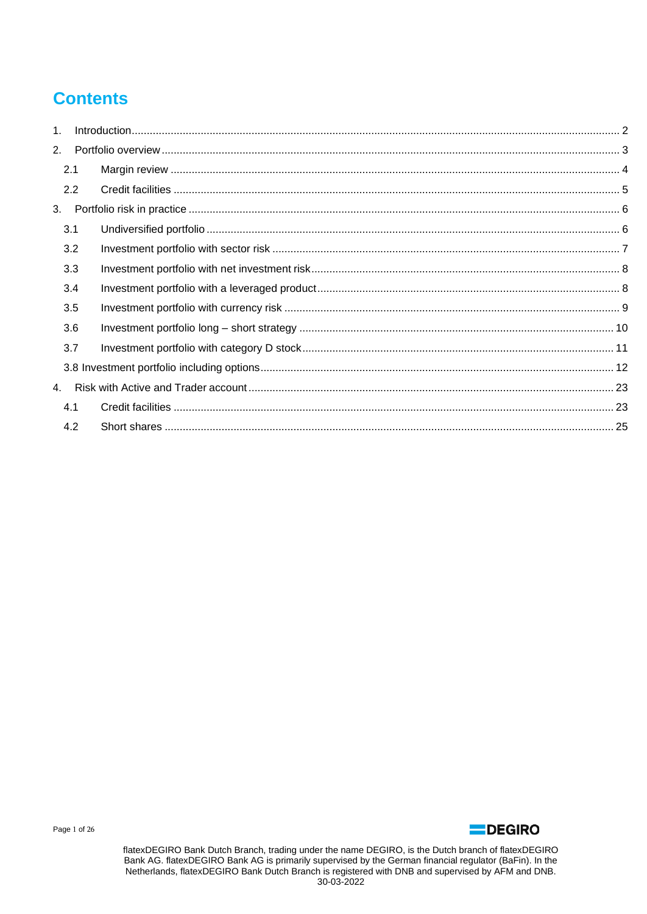# Contents

1. Introduction ........ 2
2. Portfolio overview ........ 3
   - 2.1 Margin review ........ 4
   - 2.2 Credit facilities ........ 5
3. Portfolio risk in practice ........ 6
   - 3.1 Undiversified portfolio ........ 6
   - 3.2 Investment portfolio with sector risk ........ 7
   - 3.3 Investment portfolio with net investment risk ........ 8
   - 3.4 Investment portfolio with a leveraged product ........ 8
   - 3.5 Investment portfolio with currency risk ........ 9
   - 3.6 Investment portfolio long – short strategy ........ 10
   - 3.7 Investment portfolio with category D stock ........ 11
   - 3.8 Investment portfolio including options ........ 12
4. Risk with Active and Trader account ........ 23
   - 4.1 Credit facilities ........ 23
   - 4.2 Short shares ........ 25

flatexDEGIRO Bank Dutch Branch, trading under the name DEGIRO, is the Dutch branch of flatexDEGIRO Bank AG. flatexDEGIRO Bank AG is primarily supervised by the German financial regulator (BaFin). In the Netherlands, flatexDEGIRO Bank Dutch Branch is registered with DNB and supervised by AFM and DNB.
30-03-2022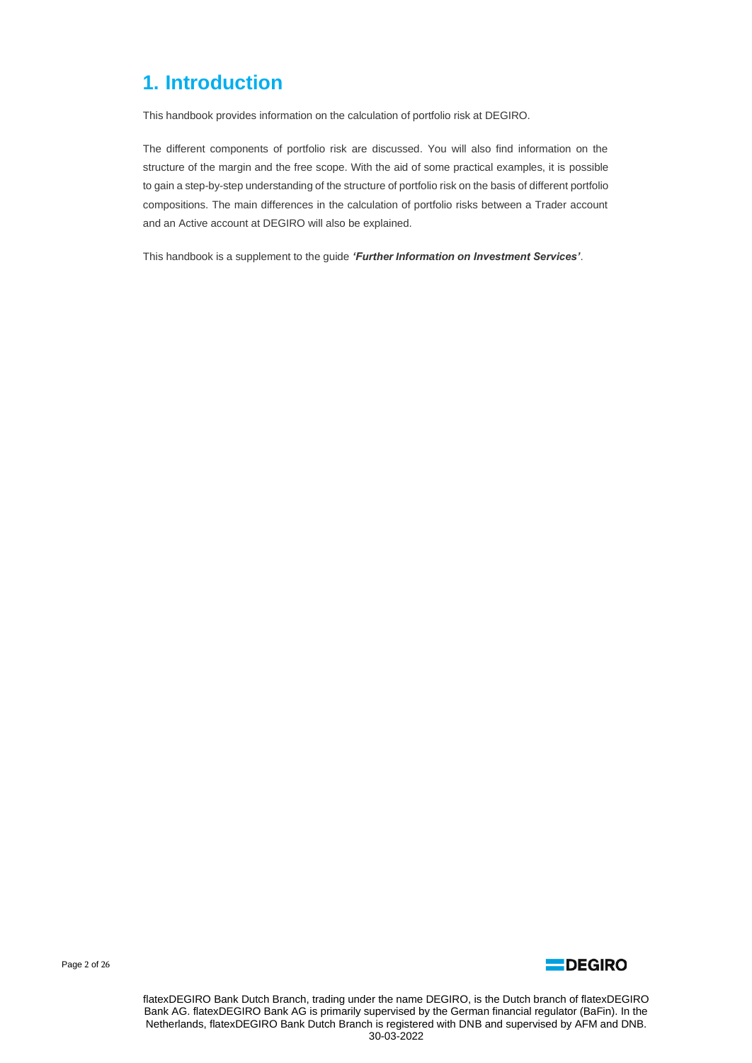# 1. Introduction

This handbook provides information on the calculation of portfolio risk at DEGIRO.

The different components of portfolio risk are discussed. You will also find information on the structure of the margin and the free scope. With the aid of some practical examples, it is possible to gain a step-by-step understanding of the structure of portfolio risk on the basis of different portfolio compositions. The main differences in the calculation of portfolio risks between a Trader account and an Active account at DEGIRO will also be explained.

This handbook is a supplement to the guide ***'Further Information on Investment Services'***.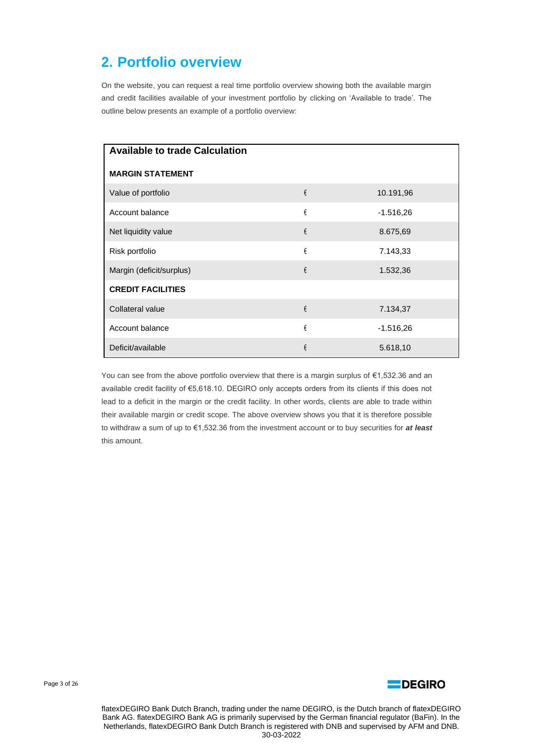## 2. Portfolio overview

On the website, you can request a real time portfolio overview showing both the available margin and credit facilities available of your investment portfolio by clicking on 'Available to trade'. The outline below presents an example of a portfolio overview:

| Available to trade Calculation | | |
|---|---|---|
| **MARGIN STATEMENT** | | |
| Value of portfolio | € | 10.191,96 |
| Account balance | € | -1.516,26 |
| Net liquidity value | € | 8.675,69 |
| Risk portfolio | € | 7.143,33 |
| Margin (deficit/surplus) | € | 1.532,36 |
| **CREDIT FACILITIES** | | |
| Collateral value | € | 7.134,37 |
| Account balance | € | -1.516,26 |
| Deficit/available | € | 5.618,10 |

You can see from the above portfolio overview that there is a margin surplus of €1,532.36 and an available credit facility of €5,618.10. DEGIRO only accepts orders from its clients if this does not lead to a deficit in the margin or the credit facility. In other words, clients are able to trade within their available margin or credit scope. The above overview shows you that it is therefore possible to withdraw a sum of up to €1,532.36 from the investment account or to buy securities for ***at least*** this amount.

flatexDEGIRO Bank Dutch Branch, trading under the name DEGIRO, is the Dutch branch of flatexDEGIRO Bank AG. flatexDEGIRO Bank AG is primarily supervised by the German financial regulator (BaFin). In the Netherlands, flatexDEGIRO Bank Dutch Branch is registered with DNB and supervised by AFM and DNB.
30-03-2022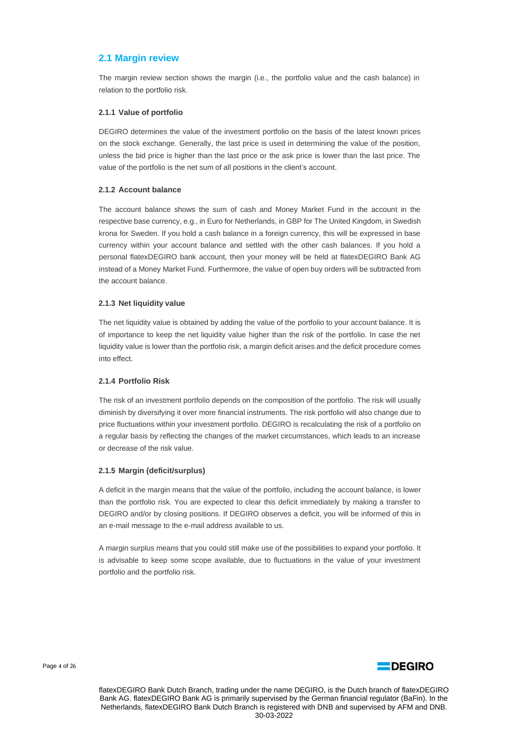## 2.1 Margin review

The margin review section shows the margin (i.e., the portfolio value and the cash balance) in relation to the portfolio risk.

### 2.1.1 Value of portfolio

DEGIRO determines the value of the investment portfolio on the basis of the latest known prices on the stock exchange. Generally, the last price is used in determining the value of the position, unless the bid price is higher than the last price or the ask price is lower than the last price. The value of the portfolio is the net sum of all positions in the client's account.

### 2.1.2 Account balance

The account balance shows the sum of cash and Money Market Fund in the account in the respective base currency, e.g., in Euro for Netherlands, in GBP for The United Kingdom, in Swedish krona for Sweden. If you hold a cash balance in a foreign currency, this will be expressed in base currency within your account balance and settled with the other cash balances. If you hold a personal flatexDEGIRO bank account, then your money will be held at flatexDEGIRO Bank AG instead of a Money Market Fund. Furthermore, the value of open buy orders will be subtracted from the account balance.

### 2.1.3 Net liquidity value

The net liquidity value is obtained by adding the value of the portfolio to your account balance. It is of importance to keep the net liquidity value higher than the risk of the portfolio. In case the net liquidity value is lower than the portfolio risk, a margin deficit arises and the deficit procedure comes into effect.

### 2.1.4 Portfolio Risk

The risk of an investment portfolio depends on the composition of the portfolio. The risk will usually diminish by diversifying it over more financial instruments. The risk portfolio will also change due to price fluctuations within your investment portfolio. DEGIRO is recalculating the risk of a portfolio on a regular basis by reflecting the changes of the market circumstances, which leads to an increase or decrease of the risk value.

### 2.1.5 Margin (deficit/surplus)

A deficit in the margin means that the value of the portfolio, including the account balance, is lower than the portfolio risk. You are expected to clear this deficit immediately by making a transfer to DEGIRO and/or by closing positions. If DEGIRO observes a deficit, you will be informed of this in an e-mail message to the e-mail address available to us.

A margin surplus means that you could still make use of the possibilities to expand your portfolio. It is advisable to keep some scope available, due to fluctuations in the value of your investment portfolio and the portfolio risk.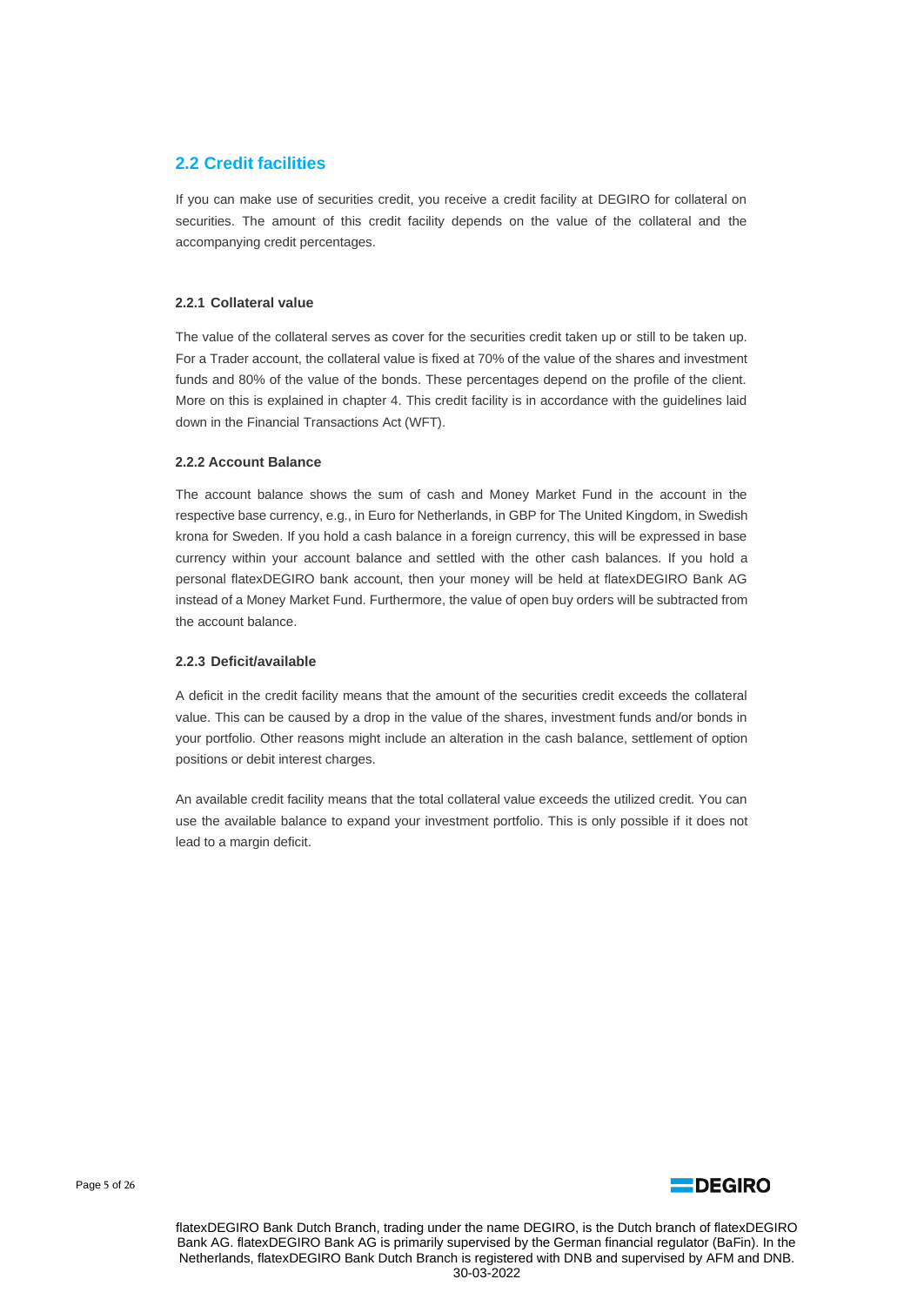## 2.2 Credit facilities

If you can make use of securities credit, you receive a credit facility at DEGIRO for collateral on securities. The amount of this credit facility depends on the value of the collateral and the accompanying credit percentages.

### 2.2.1 Collateral value

The value of the collateral serves as cover for the securities credit taken up or still to be taken up. For a Trader account, the collateral value is fixed at 70% of the value of the shares and investment funds and 80% of the value of the bonds. These percentages depend on the profile of the client. More on this is explained in chapter 4. This credit facility is in accordance with the guidelines laid down in the Financial Transactions Act (WFT).

### 2.2.2 Account Balance

The account balance shows the sum of cash and Money Market Fund in the account in the respective base currency, e.g., in Euro for Netherlands, in GBP for The United Kingdom, in Swedish krona for Sweden. If you hold a cash balance in a foreign currency, this will be expressed in base currency within your account balance and settled with the other cash balances. If you hold a personal flatexDEGIRO bank account, then your money will be held at flatexDEGIRO Bank AG instead of a Money Market Fund. Furthermore, the value of open buy orders will be subtracted from the account balance.

### 2.2.3 Deficit/available

A deficit in the credit facility means that the amount of the securities credit exceeds the collateral value. This can be caused by a drop in the value of the shares, investment funds and/or bonds in your portfolio. Other reasons might include an alteration in the cash balance, settlement of option positions or debit interest charges.

An available credit facility means that the total collateral value exceeds the utilized credit. You can use the available balance to expand your investment portfolio. This is only possible if it does not lead to a margin deficit.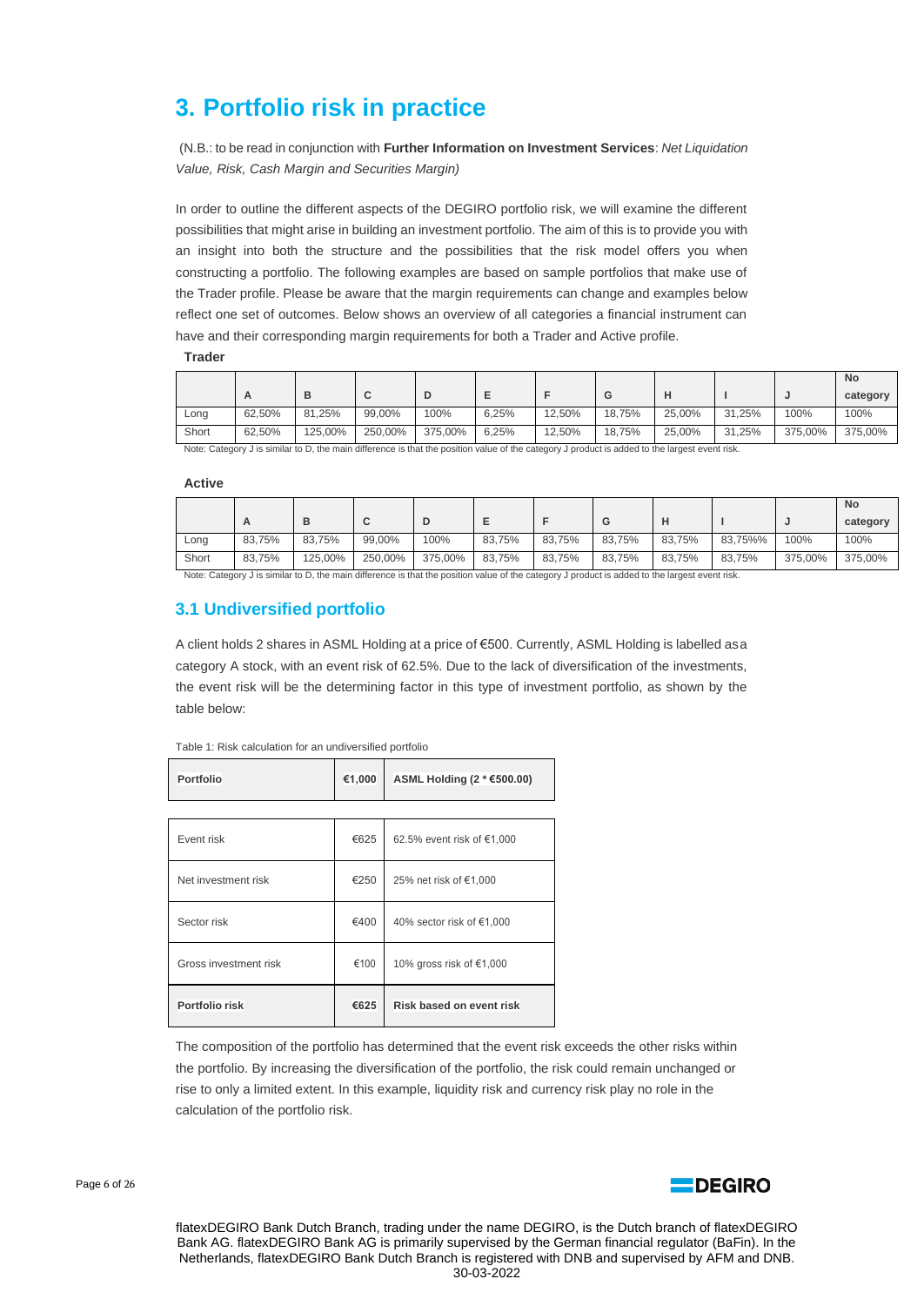# 3. Portfolio risk in practice

(N.B.: to be read in conjunction with **Further Information on Investment Services**: *Net Liquidation Value, Risk, Cash Margin and Securities Margin)*

In order to outline the different aspects of the DEGIRO portfolio risk, we will examine the different possibilities that might arise in building an investment portfolio. The aim of this is to provide you with an insight into both the structure and the possibilities that the risk model offers you when constructing a portfolio. The following examples are based on sample portfolios that make use of the Trader profile. Please be aware that the margin requirements can change and examples below reflect one set of outcomes. Below shows an overview of all categories a financial instrument can have and their corresponding margin requirements for both a Trader and Active profile.

**Trader**

| | A | B | C | D | E | F | G | H | I | J | No category |
|---|---|---|---|---|---|---|---|---|---|---|---|
| Long | 62,50% | 81,25% | 99,00% | 100% | 6,25% | 12,50% | 18,75% | 25,00% | 31,25% | 100% | 100% |
| Short | 62,50% | 125,00% | 250,00% | 375,00% | 6,25% | 12,50% | 18,75% | 25,00% | 31,25% | 375,00% | 375,00% |

Note: Category J is similar to D, the main difference is that the position value of the category J product is added to the largest event risk.

**Active**

| | A | B | C | D | E | F | G | H | I | J | No category |
|---|---|---|---|---|---|---|---|---|---|---|---|
| Long | 83,75% | 83,75% | 99,00% | 100% | 83,75% | 83,75% | 83,75% | 83,75% | 83,75%% | 100% | 100% |
| Short | 83,75% | 125,00% | 250,00% | 375,00% | 83,75% | 83,75% | 83,75% | 83,75% | 83,75% | 375,00% | 375,00% |

Note: Category J is similar to D, the main difference is that the position value of the category J product is added to the largest event risk.

## 3.1 Undiversified portfolio

A client holds 2 shares in ASML Holding at a price of €500. Currently, ASML Holding is labelled as a category A stock, with an event risk of 62.5%. Due to the lack of diversification of the investments, the event risk will be the determining factor in this type of investment portfolio, as shown by the table below:

Table 1: Risk calculation for an undiversified portfolio

| **Portfolio** | **€1,000** | **ASML Holding (2 * €500.00)** |
|---|---|---|
| Event risk | €625 | 62.5% event risk of €1,000 |
| Net investment risk | €250 | 25% net risk of €1,000 |
| Sector risk | €400 | 40% sector risk of €1,000 |
| Gross investment risk | €100 | 10% gross risk of €1,000 |
| **Portfolio risk** | **€625** | **Risk based on event risk** |

The composition of the portfolio has determined that the event risk exceeds the other risks within the portfolio. By increasing the diversification of the portfolio, the risk could remain unchanged or rise to only a limited extent. In this example, liquidity risk and currency risk play no role in the calculation of the portfolio risk.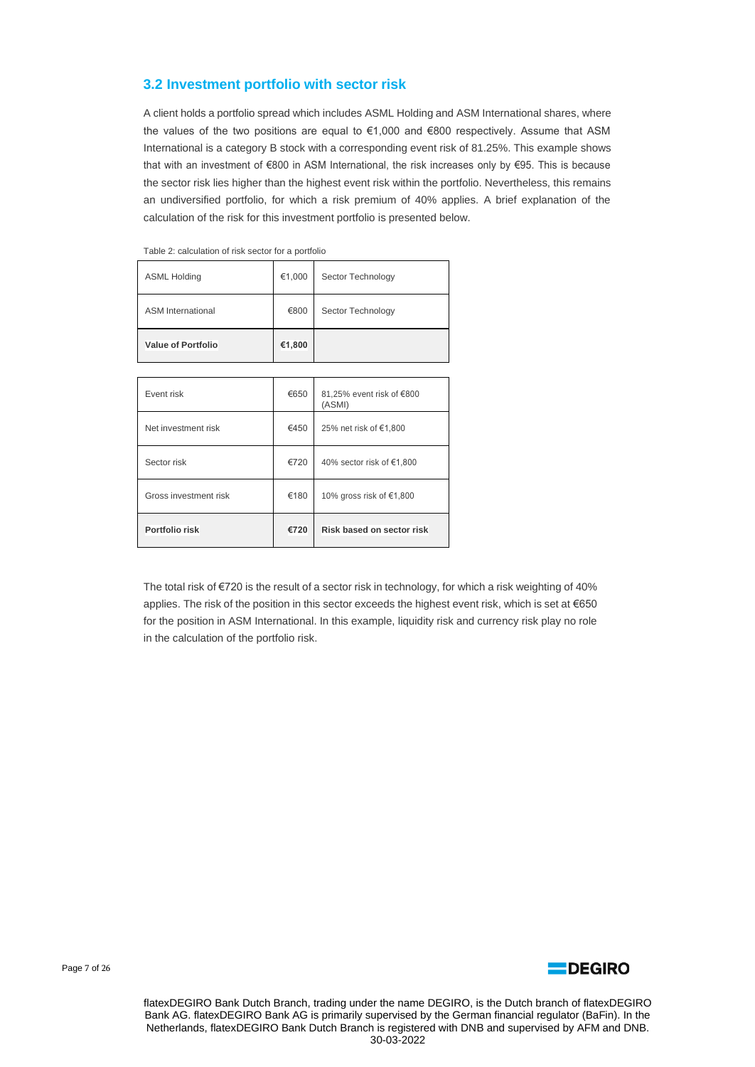### 3.2 Investment portfolio with sector risk

A client holds a portfolio spread which includes ASML Holding and ASM International shares, where the values of the two positions are equal to €1,000 and €800 respectively. Assume that ASM International is a category B stock with a corresponding event risk of 81.25%. This example shows that with an investment of €800 in ASM International, the risk increases only by €95. This is because the sector risk lies higher than the highest event risk within the portfolio. Nevertheless, this remains an undiversified portfolio, for which a risk premium of 40% applies. A brief explanation of the calculation of the risk for this investment portfolio is presented below.

Table 2: calculation of risk sector for a portfolio

| | | |
|---|---|---|
| ASML Holding | €1,000 | Sector Technology |
| ASM International | €800 | Sector Technology |
| **Value of Portfolio** | **€1,800** | |

| | | |
|---|---|---|
| Event risk | €650 | 81,25% event risk of €800 (ASMI) |
| Net investment risk | €450 | 25% net risk of €1,800 |
| Sector risk | €720 | 40% sector risk of €1,800 |
| Gross investment risk | €180 | 10% gross risk of €1,800 |
| **Portfolio risk** | **€720** | **Risk based on sector risk** |

The total risk of €720 is the result of a sector risk in technology, for which a risk weighting of 40% applies. The risk of the position in this sector exceeds the highest event risk, which is set at €650 for the position in ASM International. In this example, liquidity risk and currency risk play no role in the calculation of the portfolio risk.

flatexDEGIRO Bank Dutch Branch, trading under the name DEGIRO, is the Dutch branch of flatexDEGIRO Bank AG. flatexDEGIRO Bank AG is primarily supervised by the German financial regulator (BaFin). In the Netherlands, flatexDEGIRO Bank Dutch Branch is registered with DNB and supervised by AFM and DNB.
30-03-2022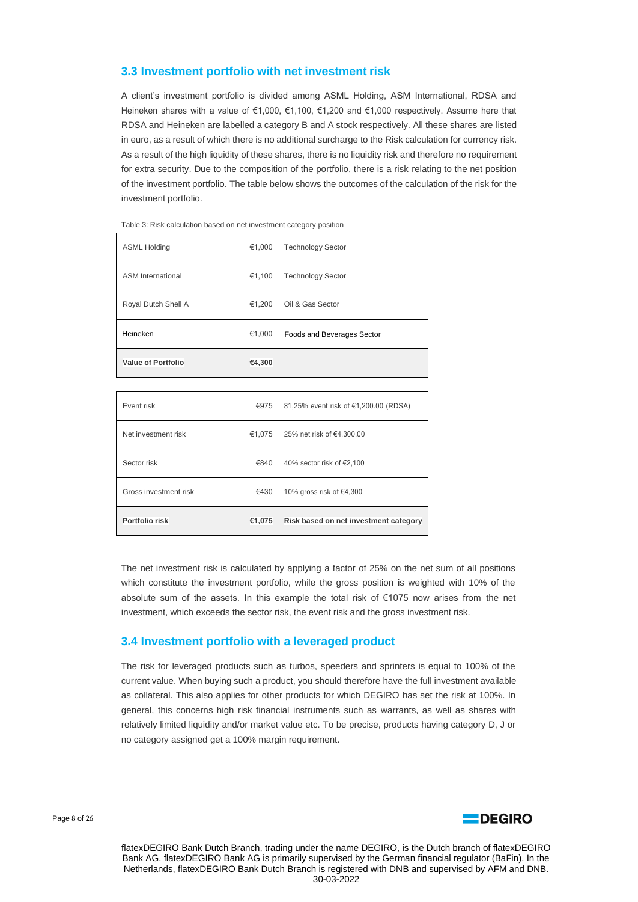### 3.3 Investment portfolio with net investment risk

A client's investment portfolio is divided among ASML Holding, ASM International, RDSA and Heineken shares with a value of €1,000, €1,100, €1,200 and €1,000 respectively. Assume here that RDSA and Heineken are labelled a category B and A stock respectively. All these shares are listed in euro, as a result of which there is no additional surcharge to the Risk calculation for currency risk. As a result of the high liquidity of these shares, there is no liquidity risk and therefore no requirement for extra security. Due to the composition of the portfolio, there is a risk relating to the net position of the investment portfolio. The table below shows the outcomes of the calculation of the risk for the investment portfolio.

Table 3: Risk calculation based on net investment category position

| | | |
|---|---|---|
| ASML Holding | €1,000 | Technology Sector |
| ASM International | €1,100 | Technology Sector |
| Royal Dutch Shell A | €1,200 | Oil & Gas Sector |
| Heineken | €1,000 | Foods and Beverages Sector |
| **Value of Portfolio** | **€4,300** | |

| | | |
|---|---|---|
| Event risk | €975 | 81,25% event risk of €1,200.00 (RDSA) |
| Net investment risk | €1,075 | 25% net risk of €4,300.00 |
| Sector risk | €840 | 40% sector risk of €2,100 |
| Gross investment risk | €430 | 10% gross risk of €4,300 |
| **Portfolio risk** | **€1,075** | **Risk based on net investment category** |

The net investment risk is calculated by applying a factor of 25% on the net sum of all positions which constitute the investment portfolio, while the gross position is weighted with 10% of the absolute sum of the assets. In this example the total risk of €1075 now arises from the net investment, which exceeds the sector risk, the event risk and the gross investment risk.

### 3.4 Investment portfolio with a leveraged product

The risk for leveraged products such as turbos, speeders and sprinters is equal to 100% of the current value. When buying such a product, you should therefore have the full investment available as collateral. This also applies for other products for which DEGIRO has set the risk at 100%. In general, this concerns high risk financial instruments such as warrants, as well as shares with relatively limited liquidity and/or market value etc. To be precise, products having category D, J or no category assigned get a 100% margin requirement.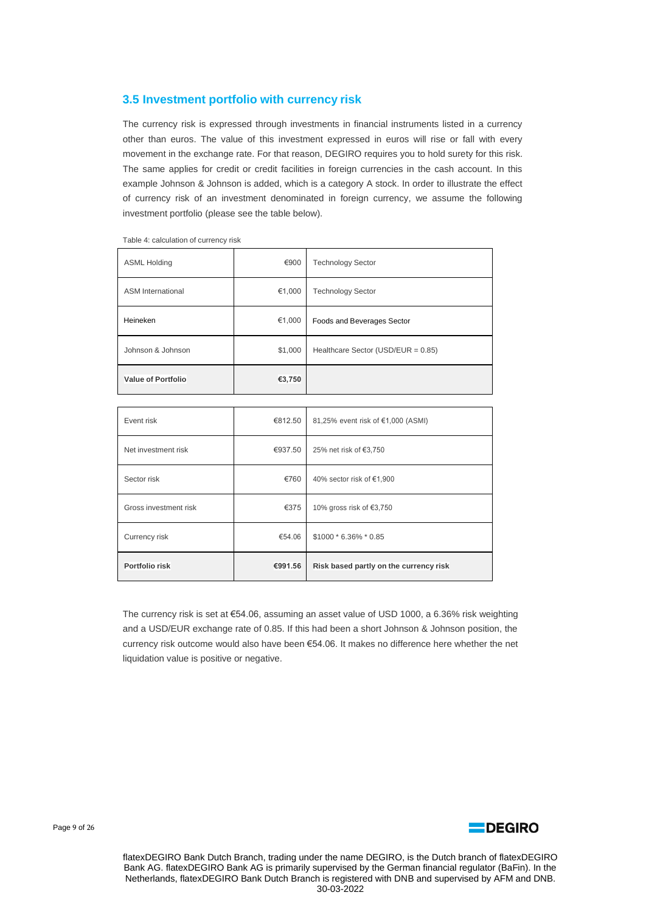## 3.5 Investment portfolio with currency risk

The currency risk is expressed through investments in financial instruments listed in a currency other than euros. The value of this investment expressed in euros will rise or fall with every movement in the exchange rate. For that reason, DEGIRO requires you to hold surety for this risk. The same applies for credit or credit facilities in foreign currencies in the cash account. In this example Johnson & Johnson is added, which is a category A stock. In order to illustrate the effect of currency risk of an investment denominated in foreign currency, we assume the following investment portfolio (please see the table below).

Table 4: calculation of currency risk

| | | |
|---|---|---|
| ASML Holding | €900 | Technology Sector |
| ASM International | €1,000 | Technology Sector |
| Heineken | €1,000 | Foods and Beverages Sector |
| Johnson & Johnson | $1,000 | Healthcare Sector (USD/EUR = 0.85) |
| **Value of Portfolio** | **€3,750** | |

| | | |
|---|---|---|
| Event risk | €812.50 | 81,25% event risk of €1,000 (ASMI) |
| Net investment risk | €937.50 | 25% net risk of €3,750 |
| Sector risk | €760 | 40% sector risk of €1,900 |
| Gross investment risk | €375 | 10% gross risk of €3,750 |
| Currency risk | €54.06 | $1000 * 6.36% * 0.85 |
| **Portfolio risk** | **€991.56** | **Risk based partly on the currency risk** |

The currency risk is set at €54.06, assuming an asset value of USD 1000, a 6.36% risk weighting and a USD/EUR exchange rate of 0.85. If this had been a short Johnson & Johnson position, the currency risk outcome would also have been €54.06. It makes no difference here whether the net liquidation value is positive or negative.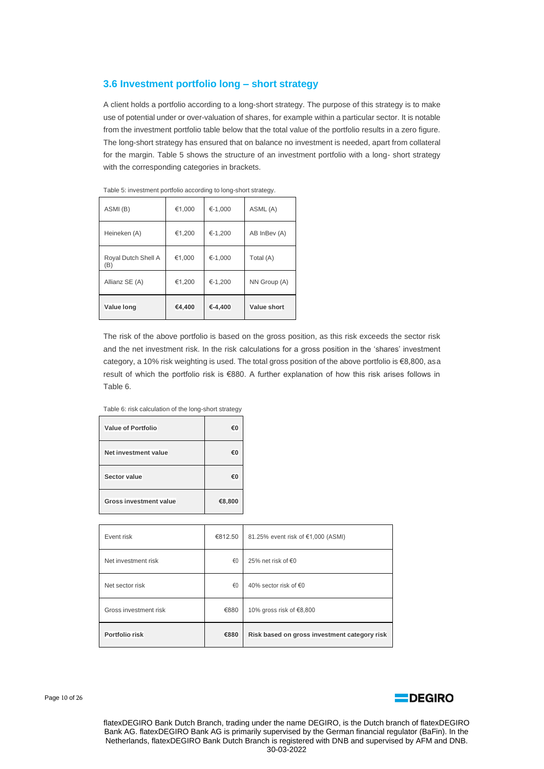## 3.6 Investment portfolio long – short strategy

A client holds a portfolio according to a long-short strategy. The purpose of this strategy is to make use of potential under or over-valuation of shares, for example within a particular sector. It is notable from the investment portfolio table below that the total value of the portfolio results in a zero figure. The long-short strategy has ensured that on balance no investment is needed, apart from collateral for the margin. Table 5 shows the structure of an investment portfolio with a long- short strategy with the corresponding categories in brackets.

Table 5: investment portfolio according to long-short strategy.

| | | | |
|---|---|---|---|
| ASMI (B) | €1,000 | €-1,000 | ASML (A) |
| Heineken (A) | €1,200 | €-1,200 | AB InBev (A) |
| Royal Dutch Shell A (B) | €1,000 | €-1,000 | Total (A) |
| Allianz SE (A) | €1,200 | €-1,200 | NN Group (A) |
| **Value long** | **€4,400** | **€-4,400** | **Value short** |

The risk of the above portfolio is based on the gross position, as this risk exceeds the sector risk and the net investment risk. In the risk calculations for a gross position in the 'shares' investment category, a 10% risk weighting is used. The total gross position of the above portfolio is €8,800, as a result of which the portfolio risk is €880. A further explanation of how this risk arises follows in Table 6.

Table 6: risk calculation of the long-short strategy

| | |
|---|---|
| **Value of Portfolio** | **€0** |
| **Net investment value** | **€0** |
| **Sector value** | **€0** |
| **Gross investment value** | **€8,800** |

| | | |
|---|---|---|
| Event risk | €812.50 | 81.25% event risk of €1,000 (ASMI) |
| Net investment risk | €0 | 25% net risk of €0 |
| Net sector risk | €0 | 40% sector risk of €0 |
| Gross investment risk | €880 | 10% gross risk of €8,800 |
| **Portfolio risk** | **€880** | **Risk based on gross investment category risk** |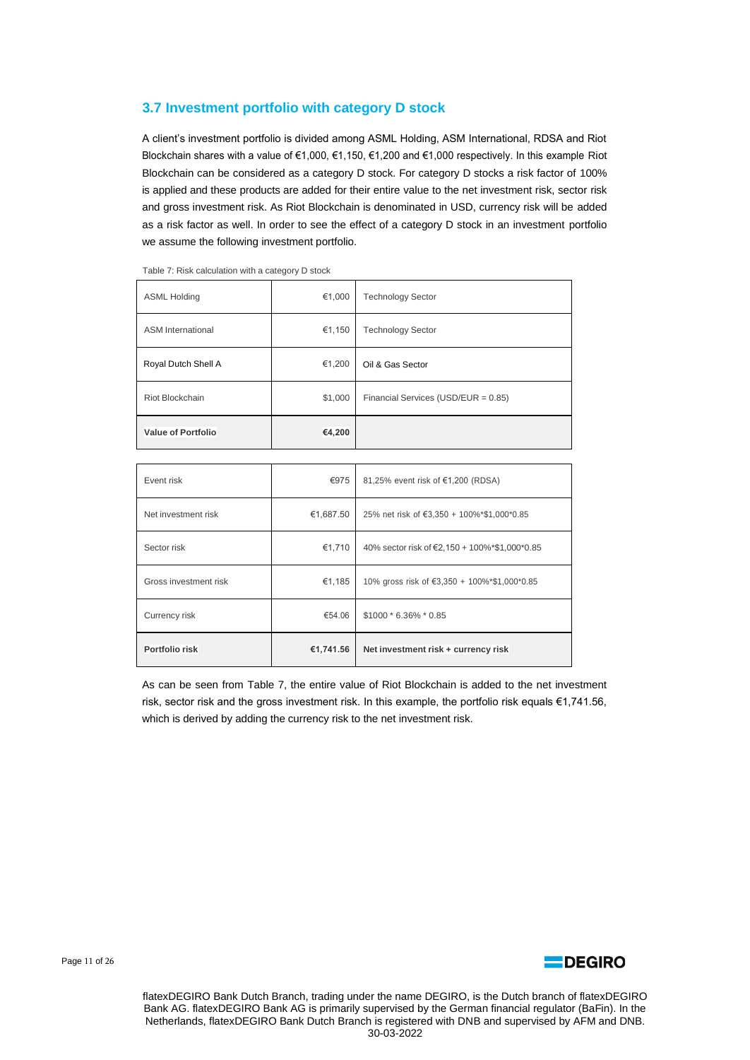### 3.7 Investment portfolio with category D stock

A client's investment portfolio is divided among ASML Holding, ASM International, RDSA and Riot Blockchain shares with a value of €1,000, €1,150, €1,200 and €1,000 respectively. In this example Riot Blockchain can be considered as a category D stock. For category D stocks a risk factor of 100% is applied and these products are added for their entire value to the net investment risk, sector risk and gross investment risk. As Riot Blockchain is denominated in USD, currency risk will be added as a risk factor as well. In order to see the effect of a category D stock in an investment portfolio we assume the following investment portfolio.

Table 7: Risk calculation with a category D stock

| | | |
|---|---:|---|
| ASML Holding | €1,000 | Technology Sector |
| ASM International | €1,150 | Technology Sector |
| Royal Dutch Shell A | €1,200 | Oil & Gas Sector |
| Riot Blockchain | $1,000 | Financial Services (USD/EUR = 0.85) |
| **Value of Portfolio** | **€4,200** | |

| | | |
|---|---:|---|
| Event risk | €975 | 81,25% event risk of €1,200 (RDSA) |
| Net investment risk | €1,687.50 | 25% net risk of €3,350 + 100%*$1,000*0.85 |
| Sector risk | €1,710 | 40% sector risk of €2,150 + 100%*$1,000*0.85 |
| Gross investment risk | €1,185 | 10% gross risk of €3,350 + 100%*$1,000*0.85 |
| Currency risk | €54.06 | $1000 * 6.36% * 0.85 |
| **Portfolio risk** | **€1,741.56** | **Net investment risk + currency risk** |

As can be seen from Table 7, the entire value of Riot Blockchain is added to the net investment risk, sector risk and the gross investment risk. In this example, the portfolio risk equals €1,741.56, which is derived by adding the currency risk to the net investment risk.

flatexDEGIRO Bank Dutch Branch, trading under the name DEGIRO, is the Dutch branch of flatexDEGIRO Bank AG. flatexDEGIRO Bank AG is primarily supervised by the German financial regulator (BaFin). In the Netherlands, flatexDEGIRO Bank Dutch Branch is registered with DNB and supervised by AFM and DNB.
30-03-2022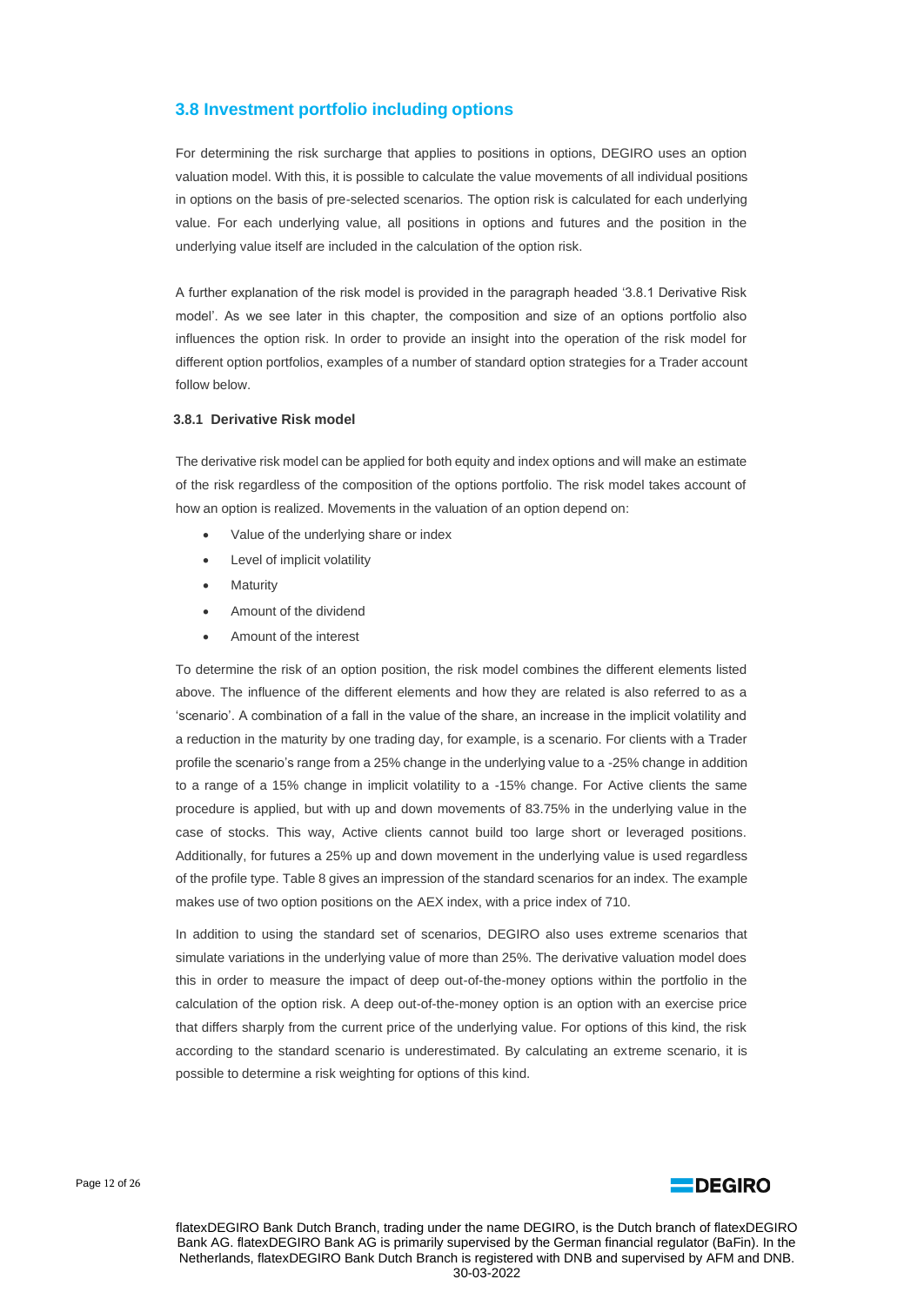## 3.8 Investment portfolio including options

For determining the risk surcharge that applies to positions in options, DEGIRO uses an option valuation model. With this, it is possible to calculate the value movements of all individual positions in options on the basis of pre-selected scenarios. The option risk is calculated for each underlying value. For each underlying value, all positions in options and futures and the position in the underlying value itself are included in the calculation of the option risk.

A further explanation of the risk model is provided in the paragraph headed '3.8.1 Derivative Risk model'. As we see later in this chapter, the composition and size of an options portfolio also influences the option risk. In order to provide an insight into the operation of the risk model for different option portfolios, examples of a number of standard option strategies for a Trader account follow below.

### 3.8.1 Derivative Risk model

The derivative risk model can be applied for both equity and index options and will make an estimate of the risk regardless of the composition of the options portfolio. The risk model takes account of how an option is realized. Movements in the valuation of an option depend on:

- Value of the underlying share or index
- Level of implicit volatility
- Maturity
- Amount of the dividend
- Amount of the interest

To determine the risk of an option position, the risk model combines the different elements listed above. The influence of the different elements and how they are related is also referred to as a 'scenario'. A combination of a fall in the value of the share, an increase in the implicit volatility and a reduction in the maturity by one trading day, for example, is a scenario. For clients with a Trader profile the scenario's range from a 25% change in the underlying value to a -25% change in addition to a range of a 15% change in implicit volatility to a -15% change. For Active clients the same procedure is applied, but with up and down movements of 83.75% in the underlying value in the case of stocks. This way, Active clients cannot build too large short or leveraged positions. Additionally, for futures a 25% up and down movement in the underlying value is used regardless of the profile type. Table 8 gives an impression of the standard scenarios for an index. The example makes use of two option positions on the AEX index, with a price index of 710.

In addition to using the standard set of scenarios, DEGIRO also uses extreme scenarios that simulate variations in the underlying value of more than 25%. The derivative valuation model does this in order to measure the impact of deep out-of-the-money options within the portfolio in the calculation of the option risk. A deep out-of-the-money option is an option with an exercise price that differs sharply from the current price of the underlying value. For options of this kind, the risk according to the standard scenario is underestimated. By calculating an extreme scenario, it is possible to determine a risk weighting for options of this kind.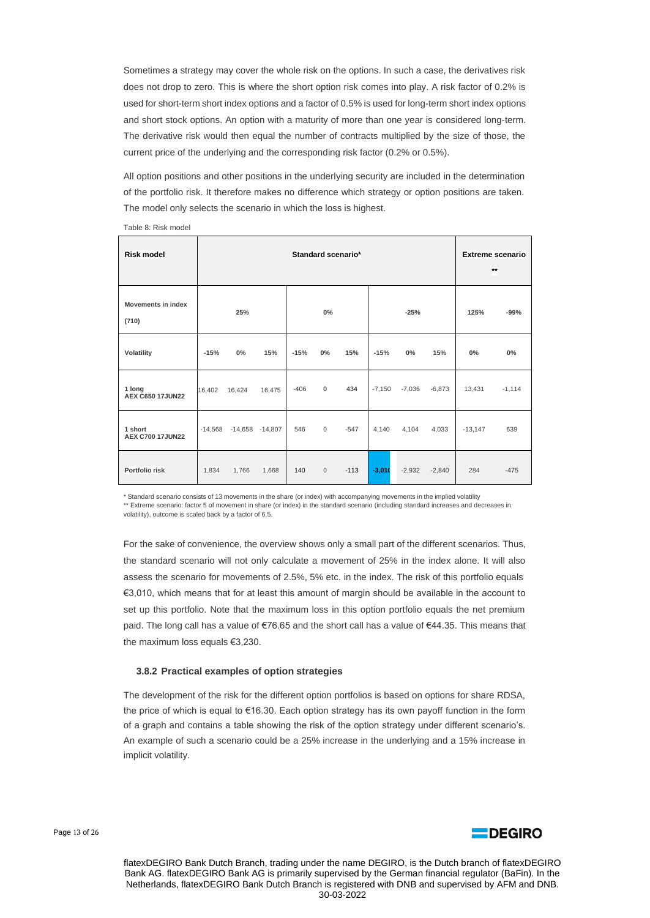Sometimes a strategy may cover the whole risk on the options. In such a case, the derivatives risk does not drop to zero. This is where the short option risk comes into play. A risk factor of 0.2% is used for short-term short index options and a factor of 0.5% is used for long-term short index options and short stock options. An option with a maturity of more than one year is considered long-term. The derivative risk would then equal the number of contracts multiplied by the size of those, the current price of the underlying and the corresponding risk factor (0.2% or 0.5%).

All option positions and other positions in the underlying security are included in the determination of the portfolio risk. It therefore makes no difference which strategy or option positions are taken. The model only selects the scenario in which the loss is highest.

Table 8: Risk model

| Risk model | Standard scenario* | | | | | | | | | Extreme scenario ** | |
|---|---|---|---|---|---|---|---|---|---|---|---|
| Movements in index (710) | 25% | | | 0% | | | -25% | | | 125% | -99% |
| Volatility | -15% | 0% | 15% | -15% | 0% | 15% | -15% | 0% | 15% | 0% | 0% |
| 1 long AEX C650 17JUN22 | 16,402 | 16,424 | 16,475 | -406 | 0 | 434 | -7,150 | -7,036 | -6,873 | 13,431 | -1,114 |
| 1 short AEX C700 17JUN22 | -14,568 | -14,658 | -14,807 | 546 | 0 | -547 | 4,140 | 4,104 | 4,033 | -13,147 | 639 |
| Portfolio risk | 1,834 | 1,766 | 1,668 | 140 | 0 | -113 | -3,010 | -2,932 | -2,840 | 284 | -475 |

\* Standard scenario consists of 13 movements in the share (or index) with accompanying movements in the implied volatility

\*\* Extreme scenario: factor 5 of movement in share (or index) in the standard scenario (including standard increases and decreases in volatility), outcome is scaled back by a factor of 6.5.

For the sake of convenience, the overview shows only a small part of the different scenarios. Thus, the standard scenario will not only calculate a movement of 25% in the index alone. It will also assess the scenario for movements of 2.5%, 5% etc. in the index. The risk of this portfolio equals €3,010, which means that for at least this amount of margin should be available in the account to set up this portfolio. Note that the maximum loss in this option portfolio equals the net premium paid. The long call has a value of €76.65 and the short call has a value of €44.35. This means that the maximum loss equals €3,230.

### 3.8.2 Practical examples of option strategies

The development of the risk for the different option portfolios is based on options for share RDSA, the price of which is equal to €16.30. Each option strategy has its own payoff function in the form of a graph and contains a table showing the risk of the option strategy under different scenario's. An example of such a scenario could be a 25% increase in the underlying and a 15% increase in implicit volatility.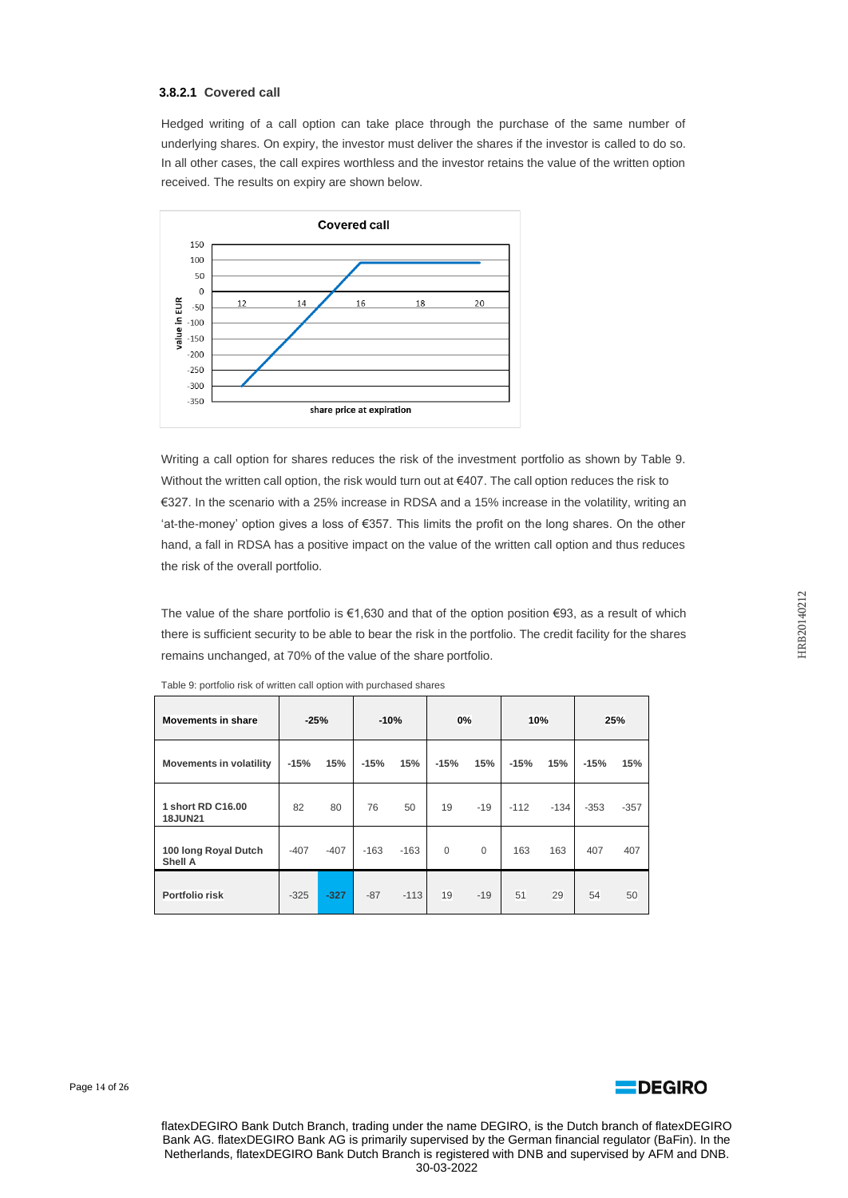#### 3.8.2.1 Covered call

Hedged writing of a call option can take place through the purchase of the same number of underlying shares. On expiry, the investor must deliver the shares if the investor is called to do so. In all other cases, the call expires worthless and the investor retains the value of the written option received. The results on expiry are shown below.

Writing a call option for shares reduces the risk of the investment portfolio as shown by Table 9. Without the written call option, the risk would turn out at €407. The call option reduces the risk to €327. In the scenario with a 25% increase in RDSA and a 15% increase in the volatility, writing an 'at-the-money' option gives a loss of €357. This limits the profit on the long shares. On the other hand, a fall in RDSA has a positive impact on the value of the written call option and thus reduces the risk of the overall portfolio.

The value of the share portfolio is €1,630 and that of the option position €93, as a result of which there is sufficient security to be able to bear the risk in the portfolio. The credit facility for the shares remains unchanged, at 70% of the value of the share portfolio.

Table 9: portfolio risk of written call option with purchased shares

| Movements in share | -25% | | -10% | | 0% | | 10% | | 25% | |
|---|---|---|---|---|---|---|---|---|---|---|
| **Movements in volatility** | -15% | 15% | -15% | 15% | -15% | 15% | -15% | 15% | -15% | 15% |
| **1 short RD C16.00 18JUN21** | 82 | 80 | 76 | 50 | 19 | -19 | -112 | -134 | -353 | -357 |
| **100 long Royal Dutch Shell A** | -407 | -407 | -163 | -163 | 0 | 0 | 163 | 163 | 407 | 407 |
| **Portfolio risk** | -325 | -327 | -87 | -113 | 19 | -19 | 51 | 29 | 54 | 50 |

flatexDEGIRO Bank Dutch Branch, trading under the name DEGIRO, is the Dutch branch of flatexDEGIRO Bank AG. flatexDEGIRO Bank AG is primarily supervised by the German financial regulator (BaFin). In the Netherlands, flatexDEGIRO Bank Dutch Branch is registered with DNB and supervised by AFM and DNB.
30-03-2022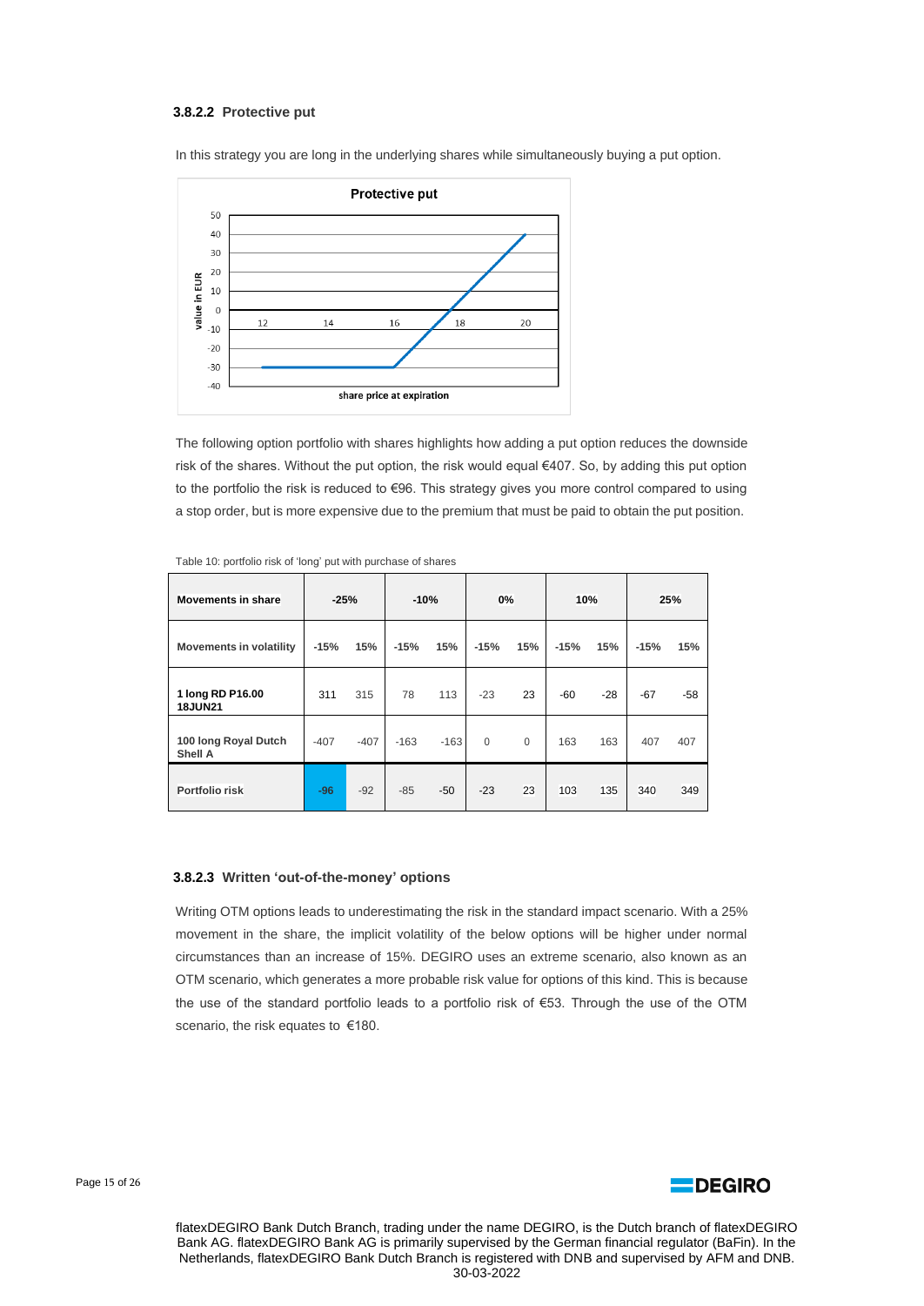### 3.8.2.2 Protective put

In this strategy you are long in the underlying shares while simultaneously buying a put option.

The following option portfolio with shares highlights how adding a put option reduces the downside risk of the shares. Without the put option, the risk would equal €407. So, by adding this put option to the portfolio the risk is reduced to €96. This strategy gives you more control compared to using a stop order, but is more expensive due to the premium that must be paid to obtain the put position.

Table 10: portfolio risk of 'long' put with purchase of shares

| **Movements in share** | **-25%** | | **-10%** | | **0%** | | **10%** | | **25%** | |
|---|---|---|---|---|---|---|---|---|---|---|
| **Movements in volatility** | -15% | 15% | -15% | 15% | -15% | 15% | -15% | 15% | -15% | 15% |
| **1 long RD P16.00 18JUN21** | 311 | 315 | 78 | 113 | -23 | 23 | -60 | -28 | -67 | -58 |
| **100 long Royal Dutch Shell A** | -407 | -407 | -163 | -163 | 0 | 0 | 163 | 163 | 407 | 407 |
| **Portfolio risk** | -96 | -92 | -85 | -50 | -23 | 23 | 103 | 135 | 340 | 349 |

### 3.8.2.3 Written 'out-of-the-money' options

Writing OTM options leads to underestimating the risk in the standard impact scenario. With a 25% movement in the share, the implicit volatility of the below options will be higher under normal circumstances than an increase of 15%. DEGIRO uses an extreme scenario, also known as an OTM scenario, which generates a more probable risk value for options of this kind. This is because the use of the standard portfolio leads to a portfolio risk of €53. Through the use of the OTM scenario, the risk equates to €180.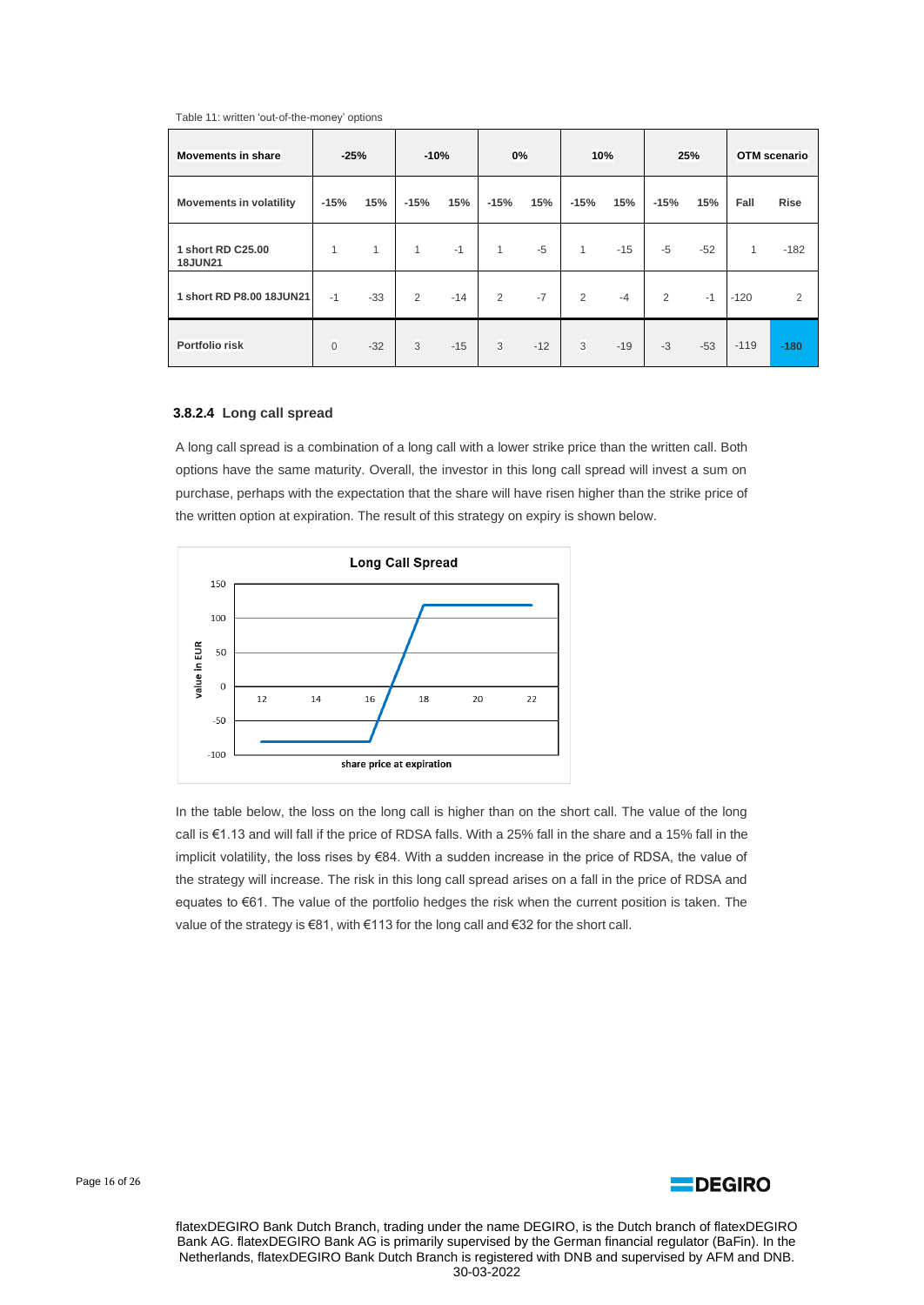Table 11: written 'out-of-the-money' options

| Movements in share | -25% | | -10% | | 0% | | 10% | | 25% | | OTM scenario | |
|---|---|---|---|---|---|---|---|---|---|---|---|---|
| Movements in volatility | -15% | 15% | -15% | 15% | -15% | 15% | -15% | 15% | -15% | 15% | Fall | Rise |
| 1 short RD C25.00 18JUN21 | 1 | 1 | 1 | -1 | 1 | -5 | 1 | -15 | -5 | -52 | 1 | -182 |
| 1 short RD P8.00 18JUN21 | -1 | -33 | 2 | -14 | 2 | -7 | 2 | -4 | 2 | -1 | -120 | 2 |
| Portfolio risk | 0 | -32 | 3 | -15 | 3 | -12 | 3 | -19 | -3 | -53 | -119 | -180 |

#### 3.8.2.4 Long call spread

A long call spread is a combination of a long call with a lower strike price than the written call. Both options have the same maturity. Overall, the investor in this long call spread will invest a sum on purchase, perhaps with the expectation that the share will have risen higher than the strike price of the written option at expiration. The result of this strategy on expiry is shown below.

In the table below, the loss on the long call is higher than on the short call. The value of the long call is €1.13 and will fall if the price of RDSA falls. With a 25% fall in the share and a 15% fall in the implicit volatility, the loss rises by €84. With a sudden increase in the price of RDSA, the value of the strategy will increase. The risk in this long call spread arises on a fall in the price of RDSA and equates to €61. The value of the portfolio hedges the risk when the current position is taken. The value of the strategy is €81, with €113 for the long call and €32 for the short call.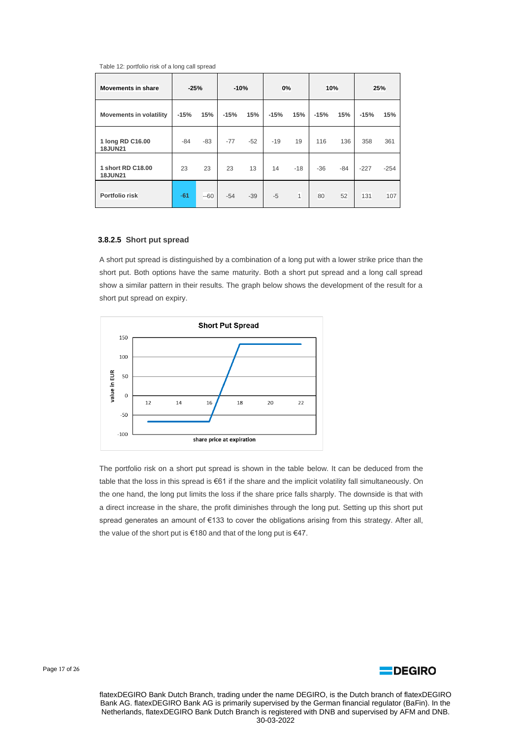Table 12: portfolio risk of a long call spread

| Movements in share | -25% | | -10% | | 0% | | 10% | | 25% | |
|---|---|---|---|---|---|---|---|---|---|---|
| Movements in volatility | -15% | 15% | -15% | 15% | -15% | 15% | -15% | 15% | -15% | 15% |
| 1 long RD C16.00 18JUN21 | -84 | -83 | -77 | -52 | -19 | 19 | 116 | 136 | 358 | 361 |
| 1 short RD C18.00 18JUN21 | 23 | 23 | 23 | 13 | 14 | -18 | -36 | -84 | -227 | -254 |
| Portfolio risk | -61 | --60 | -54 | -39 | -5 | 1 | 80 | 52 | 131 | 107 |

### 3.8.2.5 Short put spread

A short put spread is distinguished by a combination of a long put with a lower strike price than the short put. Both options have the same maturity. Both a short put spread and a long call spread show a similar pattern in their results. The graph below shows the development of the result for a short put spread on expiry.

The portfolio risk on a short put spread is shown in the table below. It can be deduced from the table that the loss in this spread is €61 if the share and the implicit volatility fall simultaneously. On the one hand, the long put limits the loss if the share price falls sharply. The downside is that with a direct increase in the share, the profit diminishes through the long put. Setting up this short put spread generates an amount of €133 to cover the obligations arising from this strategy. After all, the value of the short put is €180 and that of the long put is €47.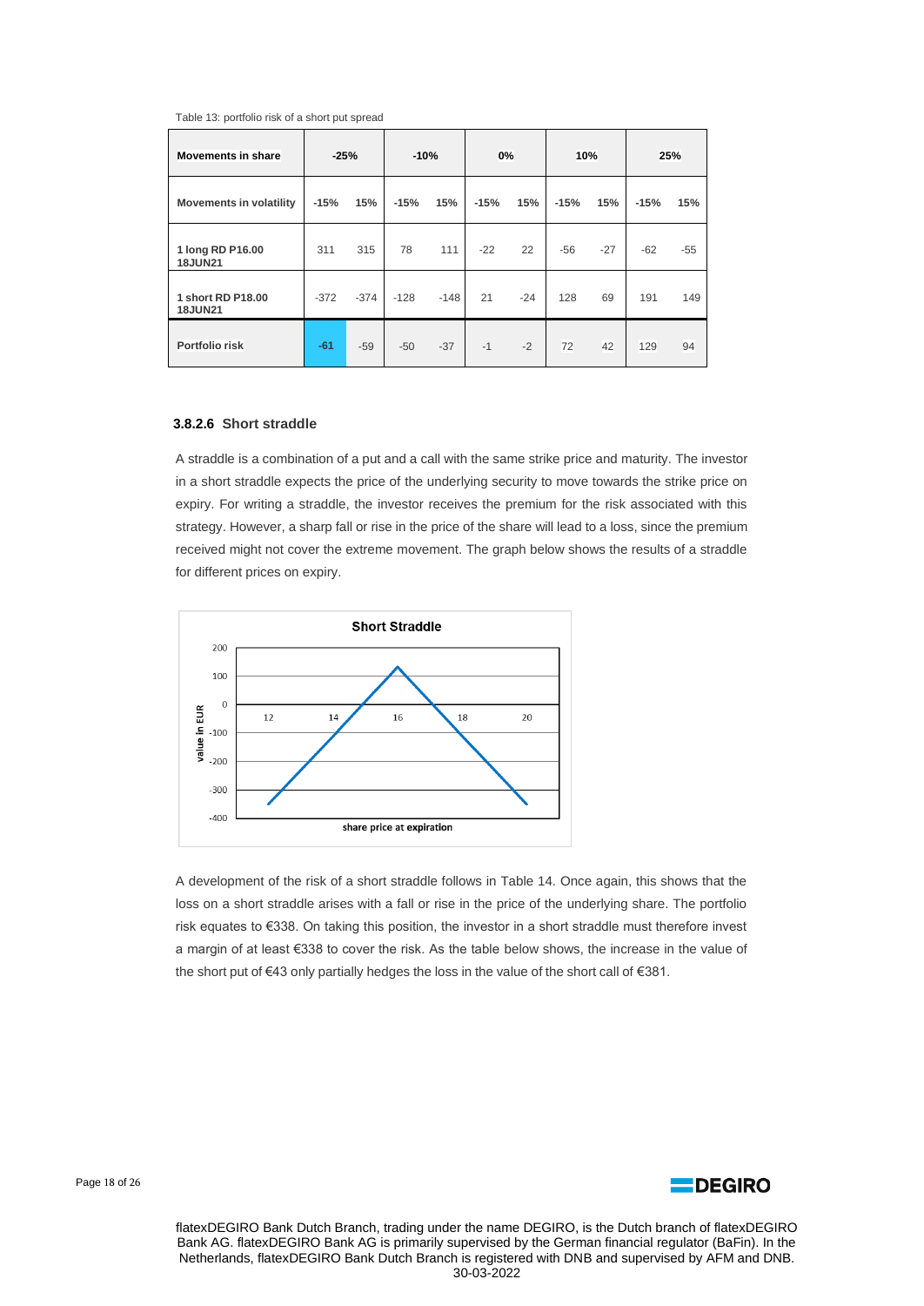Table 13: portfolio risk of a short put spread

| Movements in share | -25% | | -10% | | 0% | | 10% | | 25% | |
|---|---|---|---|---|---|---|---|---|---|---|
| Movements in volatility | -15% | 15% | -15% | 15% | -15% | 15% | -15% | 15% | -15% | 15% |
| 1 long RD P16.00 18JUN21 | 311 | 315 | 78 | 111 | -22 | 22 | -56 | -27 | -62 | -55 |
| 1 short RD P18.00 18JUN21 | -372 | -374 | -128 | -148 | 21 | -24 | 128 | 69 | 191 | 149 |
| Portfolio risk | -61 | -59 | -50 | -37 | -1 | -2 | 72 | 42 | 129 | 94 |

#### 3.8.2.6 Short straddle

A straddle is a combination of a put and a call with the same strike price and maturity. The investor in a short straddle expects the price of the underlying security to move towards the strike price on expiry. For writing a straddle, the investor receives the premium for the risk associated with this strategy. However, a sharp fall or rise in the price of the share will lead to a loss, since the premium received might not cover the extreme movement. The graph below shows the results of a straddle for different prices on expiry.

Short Straddle

A development of the risk of a short straddle follows in Table 14. Once again, this shows that the loss on a short straddle arises with a fall or rise in the price of the underlying share. The portfolio risk equates to €338. On taking this position, the investor in a short straddle must therefore invest a margin of at least €338 to cover the risk. As the table below shows, the increase in the value of the short put of €43 only partially hedges the loss in the value of the short call of €381.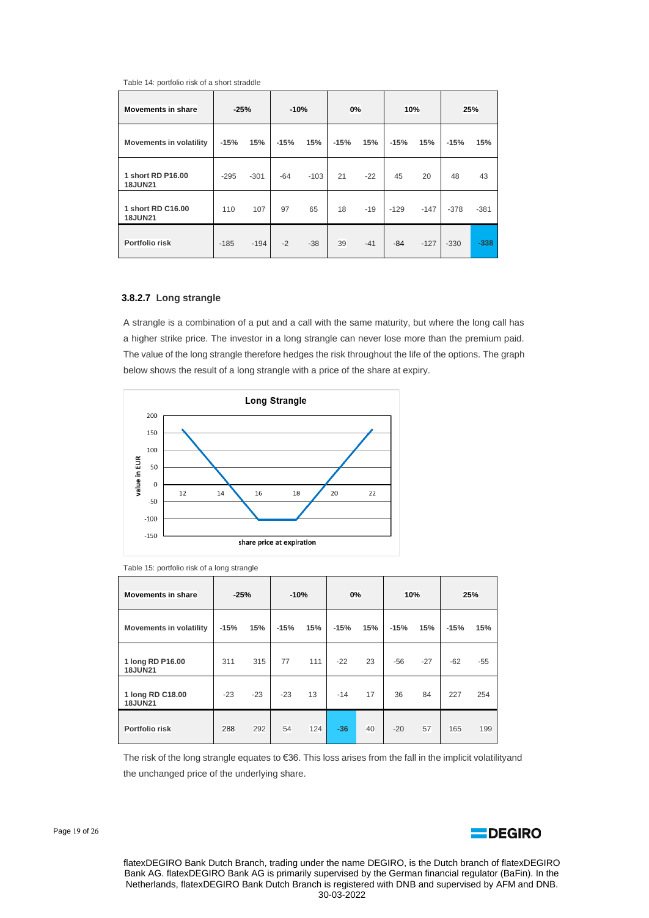Table 14: portfolio risk of a short straddle

| Movements in share | -25% | | -10% | | 0% | | 10% | | 25% | |
|---|---|---|---|---|---|---|---|---|---|---|
| Movements in volatility | -15% | 15% | -15% | 15% | -15% | 15% | -15% | 15% | -15% | 15% |
| 1 short RD P16.00 18JUN21 | -295 | -301 | -64 | -103 | 21 | -22 | 45 | 20 | 48 | 43 |
| 1 short RD C16.00 18JUN21 | 110 | 107 | 97 | 65 | 18 | -19 | -129 | -147 | -378 | -381 |
| Portfolio risk | -185 | -194 | -2 | -38 | 39 | -41 | -84 | -127 | -330 | -338 |

#### 3.8.2.7 Long strangle

A strangle is a combination of a put and a call with the same maturity, but where the long call has a higher strike price. The investor in a long strangle can never lose more than the premium paid. The value of the long strangle therefore hedges the risk throughout the life of the options. The graph below shows the result of a long strangle with a price of the share at expiry.

Table 15: portfolio risk of a long strangle

| Movements in share | -25% | | -10% | | 0% | | 10% | | 25% | |
|---|---|---|---|---|---|---|---|---|---|---|
| Movements in volatility | -15% | 15% | -15% | 15% | -15% | 15% | -15% | 15% | -15% | 15% |
| 1 long RD P16.00 18JUN21 | 311 | 315 | 77 | 111 | -22 | 23 | -56 | -27 | -62 | -55 |
| 1 long RD C18.00 18JUN21 | -23 | -23 | -23 | 13 | -14 | 17 | 36 | 84 | 227 | 254 |
| Portfolio risk | 288 | 292 | 54 | 124 | -36 | 40 | -20 | 57 | 165 | 199 |

The risk of the long strangle equates to €36. This loss arises from the fall in the implicit volatilityand the unchanged price of the underlying share.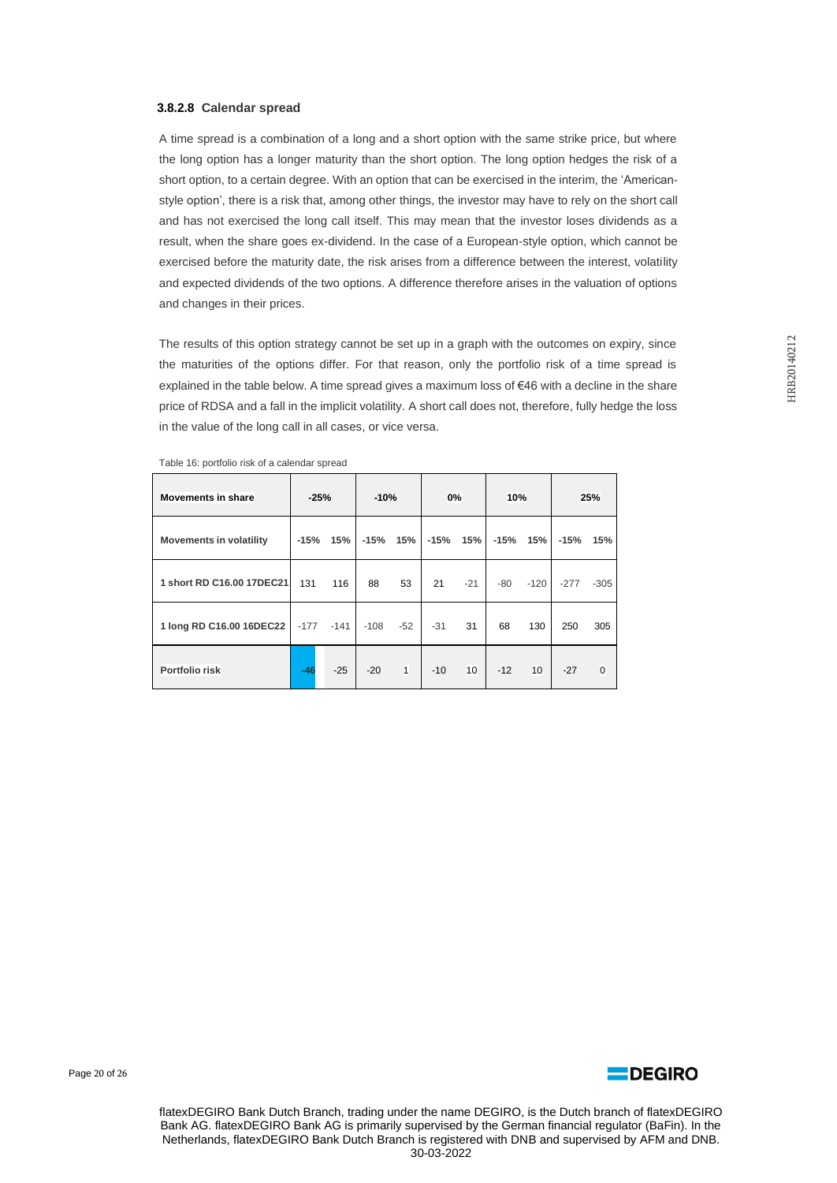#### 3.8.2.8 Calendar spread

A time spread is a combination of a long and a short option with the same strike price, but where the long option has a longer maturity than the short option. The long option hedges the risk of a short option, to a certain degree. With an option that can be exercised in the interim, the 'American-style option', there is a risk that, among other things, the investor may have to rely on the short call and has not exercised the long call itself. This may mean that the investor loses dividends as a result, when the share goes ex-dividend. In the case of a European-style option, which cannot be exercised before the maturity date, the risk arises from a difference between the interest, volatility and expected dividends of the two options. A difference therefore arises in the valuation of options and changes in their prices.

The results of this option strategy cannot be set up in a graph with the outcomes on expiry, since the maturities of the options differ. For that reason, only the portfolio risk of a time spread is explained in the table below. A time spread gives a maximum loss of €46 with a decline in the share price of RDSA and a fall in the implicit volatility. A short call does not, therefore, fully hedge the loss in the value of the long call in all cases, or vice versa.

Table 16: portfolio risk of a calendar spread

| **Movements in share** | **-25%** | | **-10%** | | **0%** | | **10%** | | **25%** | |
|---|---|---|---|---|---|---|---|---|---|---|
| **Movements in volatility** | **-15%** | **15%** | **-15%** | **15%** | **-15%** | **15%** | **-15%** | **15%** | **-15%** | **15%** |
| **1 short RD C16.00 17DEC21** | 131 | 116 | 88 | 53 | 21 | -21 | -80 | -120 | -277 | -305 |
| **1 long RD C16.00 16DEC22** | -177 | -141 | -108 | -52 | -31 | 31 | 68 | 130 | 250 | 305 |
| **Portfolio risk** | -46 | -25 | -20 | 1 | -10 | 10 | -12 | 10 | -27 | 0 |

flatexDEGIRO Bank Dutch Branch, trading under the name DEGIRO, is the Dutch branch of flatexDEGIRO Bank AG. flatexDEGIRO Bank AG is primarily supervised by the German financial regulator (BaFin). In the Netherlands, flatexDEGIRO Bank Dutch Branch is registered with DNB and supervised by AFM and DNB.
30-03-2022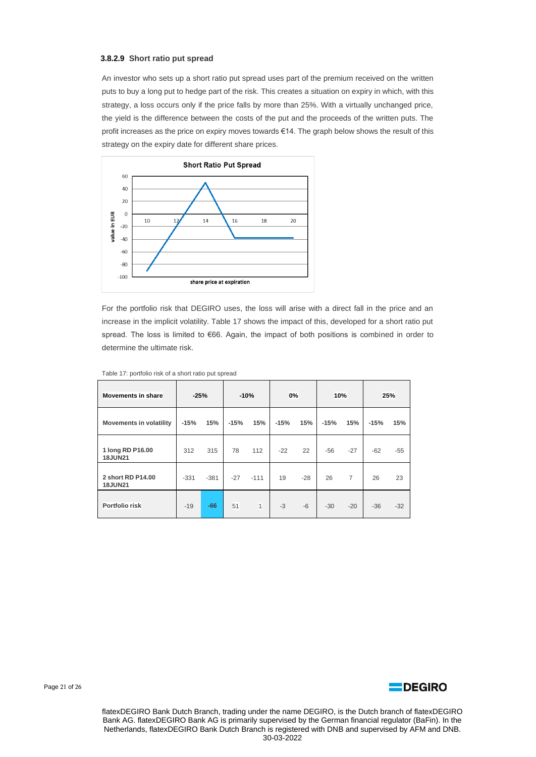### 3.8.2.9 Short ratio put spread

An investor who sets up a short ratio put spread uses part of the premium received on the written puts to buy a long put to hedge part of the risk. This creates a situation on expiry in which, with this strategy, a loss occurs only if the price falls by more than 25%. With a virtually unchanged price, the yield is the difference between the costs of the put and the proceeds of the written puts. The profit increases as the price on expiry moves towards €14. The graph below shows the result of this strategy on the expiry date for different share prices.

For the portfolio risk that DEGIRO uses, the loss will arise with a direct fall in the price and an increase in the implicit volatility. Table 17 shows the impact of this, developed for a short ratio put spread. The loss is limited to €66. Again, the impact of both positions is combined in order to determine the ultimate risk.

Table 17: portfolio risk of a short ratio put spread

| Movements in share | -25% | | -10% | | 0% | | 10% | | 25% | |
|---|---|---|---|---|---|---|---|---|---|---|
| **Movements in volatility** | -15% | 15% | -15% | 15% | -15% | 15% | -15% | 15% | -15% | 15% |
| **1 long RD P16.00 18JUN21** | 312 | 315 | 78 | 112 | -22 | 22 | -56 | -27 | -62 | -55 |
| **2 short RD P14.00 18JUN21** | -331 | -381 | -27 | -111 | 19 | -28 | 26 | 7 | 26 | 23 |
| **Portfolio risk** | -19 | **-66** | 51 | 1 | -3 | -6 | -30 | -20 | -36 | -32 |

flatexDEGIRO Bank Dutch Branch, trading under the name DEGIRO, is the Dutch branch of flatexDEGIRO Bank AG. flatexDEGIRO Bank AG is primarily supervised by the German financial regulator (BaFin). In the Netherlands, flatexDEGIRO Bank Dutch Branch is registered with DNB and supervised by AFM and DNB.
30-03-2022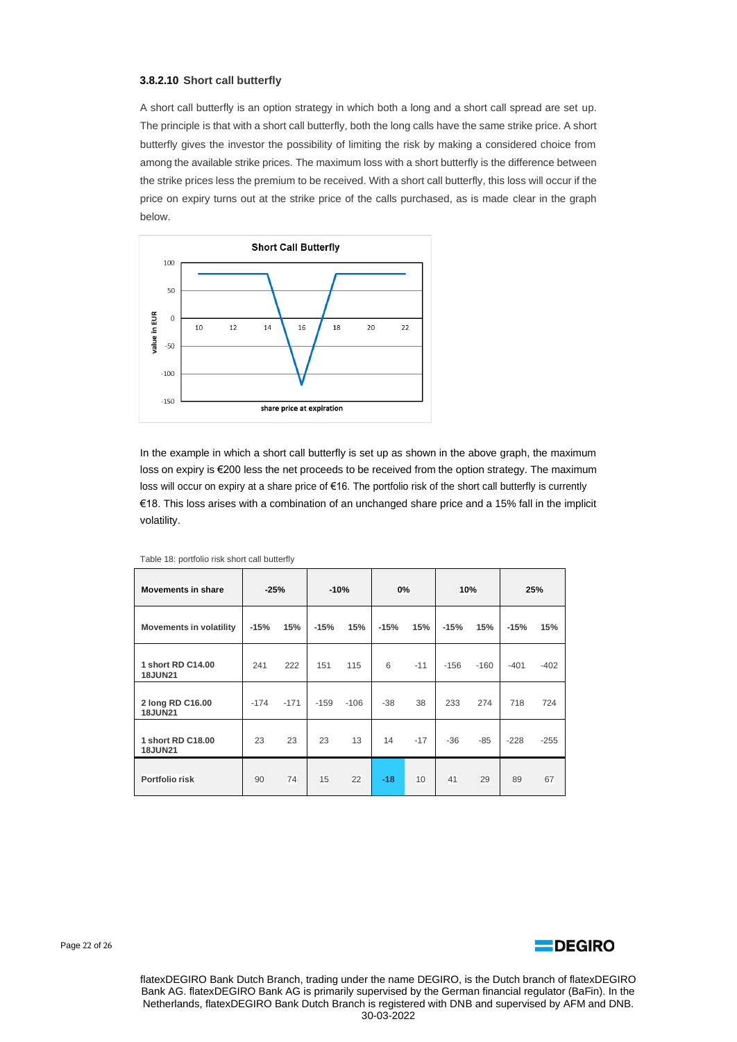### 3.8.2.10 Short call butterfly

A short call butterfly is an option strategy in which both a long and a short call spread are set up. The principle is that with a short call butterfly, both the long calls have the same strike price. A short butterfly gives the investor the possibility of limiting the risk by making a considered choice from among the available strike prices. The maximum loss with a short butterfly is the difference between the strike prices less the premium to be received. With a short call butterfly, this loss will occur if the price on expiry turns out at the strike price of the calls purchased, as is made clear in the graph below.

In the example in which a short call butterfly is set up as shown in the above graph, the maximum loss on expiry is €200 less the net proceeds to be received from the option strategy. The maximum loss will occur on expiry at a share price of €16. The portfolio risk of the short call butterfly is currently €18. This loss arises with a combination of an unchanged share price and a 15% fall in the implicit volatility.

Table 18: portfolio risk short call butterfly

| Movements in share | -25% | | -10% | | 0% | | 10% | | 25% | |
|---|---|---|---|---|---|---|---|---|---|---|
| Movements in volatility | -15% | 15% | -15% | 15% | -15% | 15% | -15% | 15% | -15% | 15% |
| 1 short RD C14.00 18JUN21 | 241 | 222 | 151 | 115 | 6 | -11 | -156 | -160 | -401 | -402 |
| 2 long RD C16.00 18JUN21 | -174 | -171 | -159 | -106 | -38 | 38 | 233 | 274 | 718 | 724 |
| 1 short RD C18.00 18JUN21 | 23 | 23 | 23 | 13 | 14 | -17 | -36 | -85 | -228 | -255 |
| Portfolio risk | 90 | 74 | 15 | 22 | **-18** | 10 | 41 | 29 | 89 | 67 |

flatexDEGIRO Bank Dutch Branch, trading under the name DEGIRO, is the Dutch branch of flatexDEGIRO Bank AG. flatexDEGIRO Bank AG is primarily supervised by the German financial regulator (BaFin). In the Netherlands, flatexDEGIRO Bank Dutch Branch is registered with DNB and supervised by AFM and DNB.
30-03-2022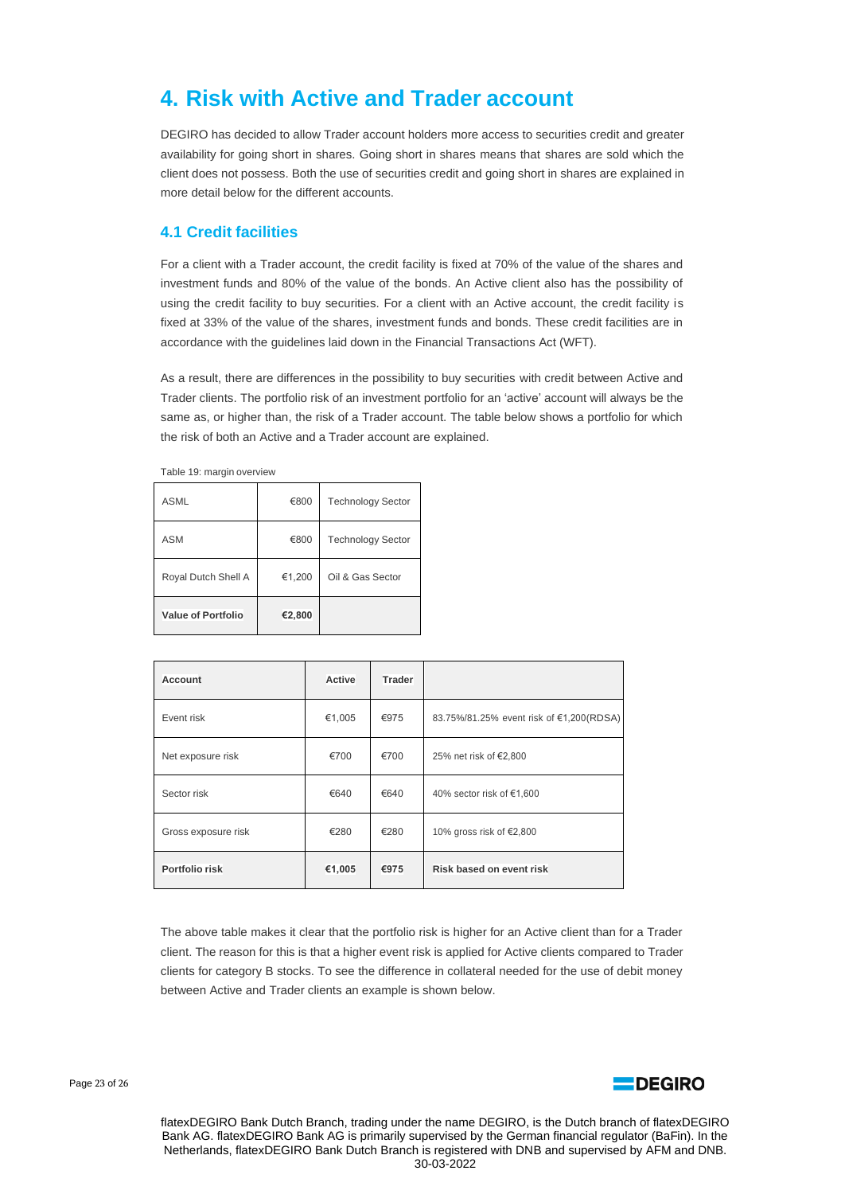# 4. Risk with Active and Trader account

DEGIRO has decided to allow Trader account holders more access to securities credit and greater availability for going short in shares. Going short in shares means that shares are sold which the client does not possess. Both the use of securities credit and going short in shares are explained in more detail below for the different accounts.

## 4.1 Credit facilities

For a client with a Trader account, the credit facility is fixed at 70% of the value of the shares and investment funds and 80% of the value of the bonds. An Active client also has the possibility of using the credit facility to buy securities. For a client with an Active account, the credit facility is fixed at 33% of the value of the shares, investment funds and bonds. These credit facilities are in accordance with the guidelines laid down in the Financial Transactions Act (WFT).

As a result, there are differences in the possibility to buy securities with credit between Active and Trader clients. The portfolio risk of an investment portfolio for an 'active' account will always be the same as, or higher than, the risk of a Trader account. The table below shows a portfolio for which the risk of both an Active and a Trader account are explained.

Table 19: margin overview

| | | |
|---|---|---|
| ASML | €800 | Technology Sector |
| ASM | €800 | Technology Sector |
| Royal Dutch Shell A | €1,200 | Oil & Gas Sector |
| **Value of Portfolio** | **€2,800** | |

| Account | Active | Trader | |
|---|---|---|---|
| Event risk | €1,005 | €975 | 83.75%/81.25% event risk of €1,200(RDSA) |
| Net exposure risk | €700 | €700 | 25% net risk of €2,800 |
| Sector risk | €640 | €640 | 40% sector risk of €1,600 |
| Gross exposure risk | €280 | €280 | 10% gross risk of €2,800 |
| **Portfolio risk** | **€1,005** | **€975** | **Risk based on event risk** |

The above table makes it clear that the portfolio risk is higher for an Active client than for a Trader client. The reason for this is that a higher event risk is applied for Active clients compared to Trader clients for category B stocks. To see the difference in collateral needed for the use of debit money between Active and Trader clients an example is shown below.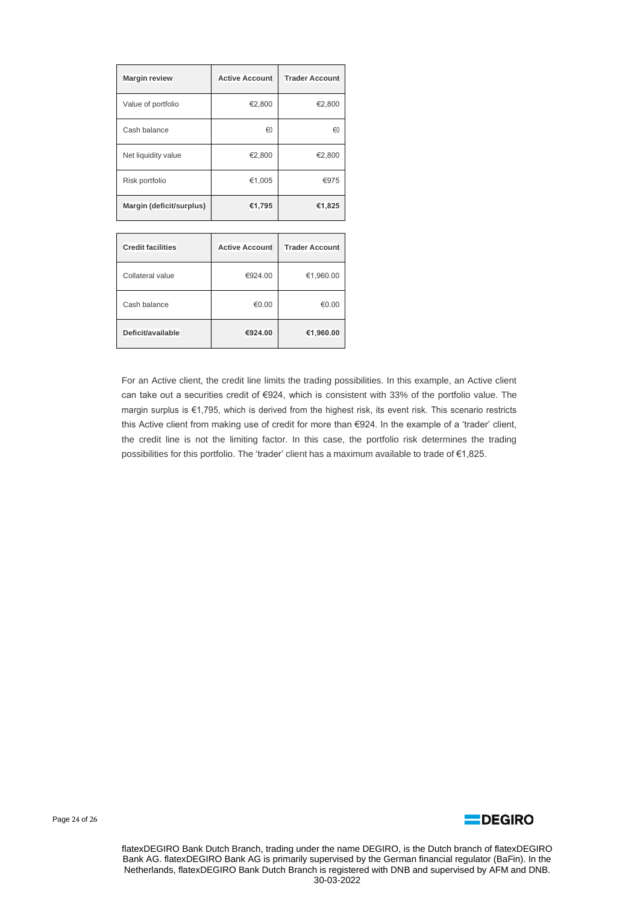| **Margin review** | **Active Account** | **Trader Account** |
|---|---|---|
| Value of portfolio | €2,800 | €2,800 |
| Cash balance | €0 | €0 |
| Net liquidity value | €2,800 | €2,800 |
| Risk portfolio | €1,005 | €975 |
| **Margin (deficit/surplus)** | **€1,795** | **€1,825** |

| **Credit facilities** | **Active Account** | **Trader Account** |
|---|---|---|
| Collateral value | €924.00 | €1,960.00 |
| Cash balance | €0.00 | €0.00 |
| **Deficit/available** | **€924.00** | **€1,960.00** |

For an Active client, the credit line limits the trading possibilities. In this example, an Active client can take out a securities credit of €924, which is consistent with 33% of the portfolio value. The margin surplus is €1,795, which is derived from the highest risk, its event risk. This scenario restricts this Active client from making use of credit for more than €924. In the example of a 'trader' client, the credit line is not the limiting factor. In this case, the portfolio risk determines the trading possibilities for this portfolio. The 'trader' client has a maximum available to trade of €1,825.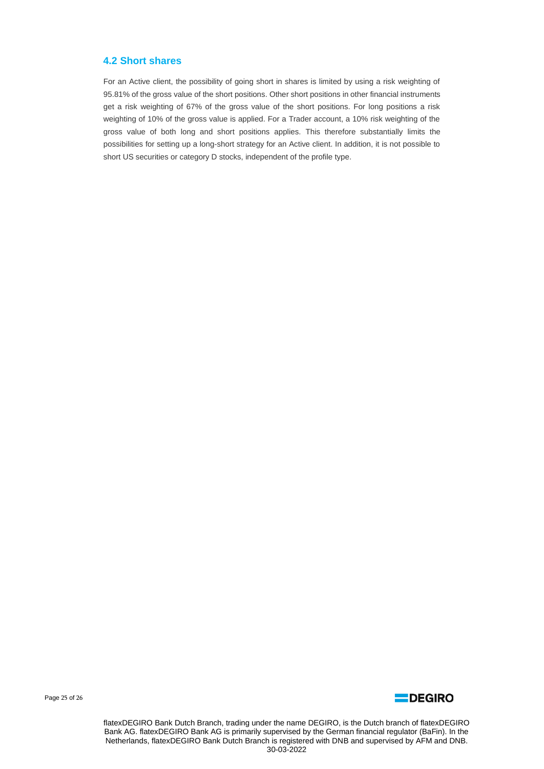### 4.2 Short shares

For an Active client, the possibility of going short in shares is limited by using a risk weighting of 95.81% of the gross value of the short positions. Other short positions in other financial instruments get a risk weighting of 67% of the gross value of the short positions. For long positions a risk weighting of 10% of the gross value is applied. For a Trader account, a 10% risk weighting of the gross value of both long and short positions applies. This therefore substantially limits the possibilities for setting up a long-short strategy for an Active client. In addition, it is not possible to short US securities or category D stocks, independent of the profile type.